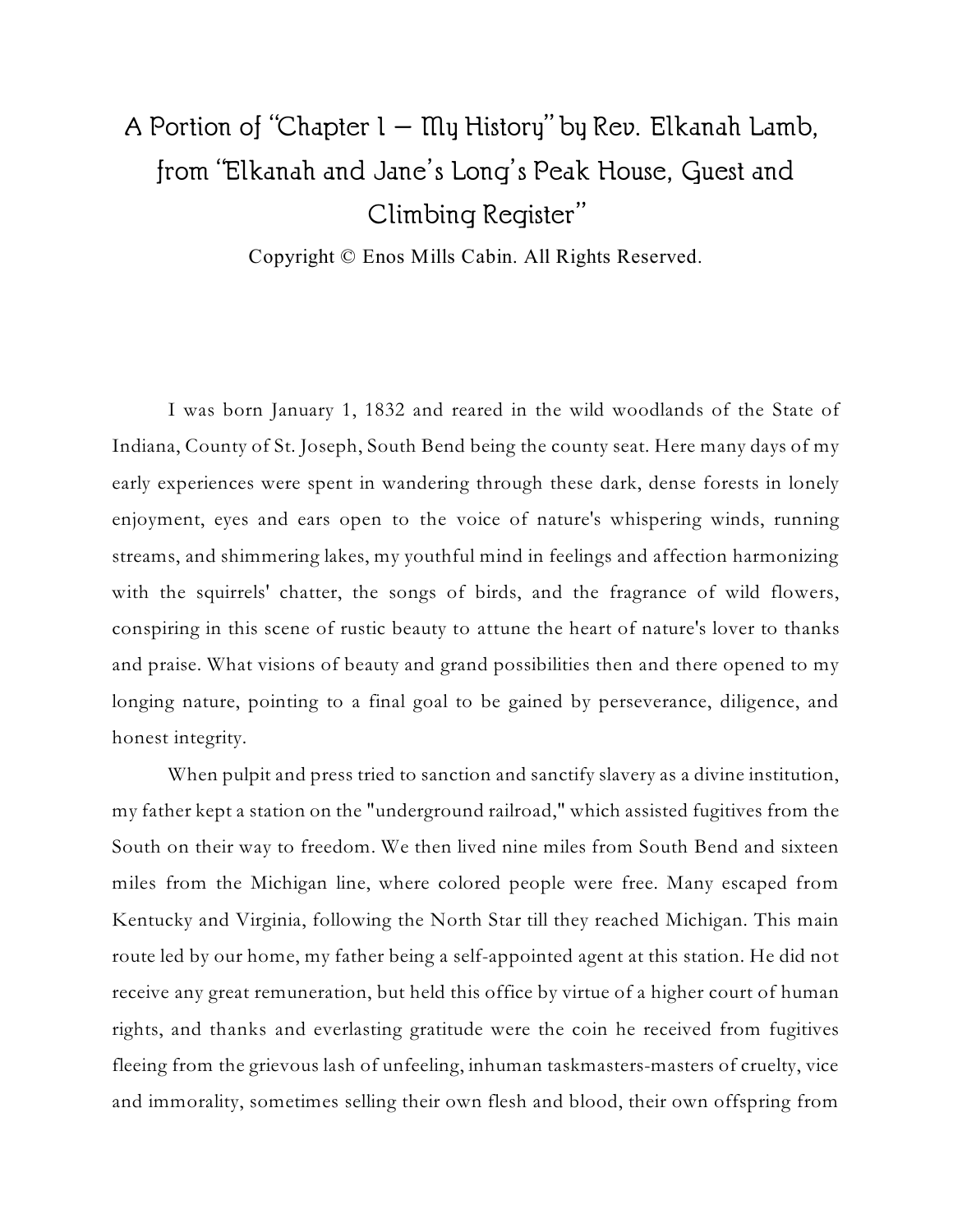# A Portion of "Chapter 1 – My History" by Rev. Elkanah Lamb, from "Elkanah and Jane's Long's Peak House, Guest and Climbing Register"

Copyright © Enos Mills Cabin. All Rights Reserved.

I was born January 1, 1832 and reared in the wild woodlands of the State of Indiana, County of St. Joseph, South Bend being the county seat. Here many days of my early experiences were spent in wandering through these dark, dense forests in lonely enjoyment, eyes and ears open to the voice of nature's whispering winds, running streams, and shimmering lakes, my youthful mind in feelings and affection harmonizing with the squirrels' chatter, the songs of birds, and the fragrance of wild flowers, conspiring in this scene of rustic beauty to attune the heart of nature's lover to thanks and praise. What visions of beauty and grand possibilities then and there opened to my longing nature, pointing to a final goal to be gained by perseverance, diligence, and honest integrity.

When pulpit and press tried to sanction and sanctify slavery as a divine institution, my father kept a station on the "underground railroad," which assisted fugitives from the South on their way to freedom. We then lived nine miles from South Bend and sixteen miles from the Michigan line, where colored people were free. Many escaped from Kentucky and Virginia, following the North Star till they reached Michigan. This main route led by our home, my father being a self-appointed agent at this station. He did not receive any great remuneration, but held this office by virtue of a higher court of human rights, and thanks and everlasting gratitude were the coin he received from fugitives fleeing from the grievous lash of unfeeling, inhuman taskmasters-masters of cruelty, vice and immorality, sometimes selling their own flesh and blood, their own offspring from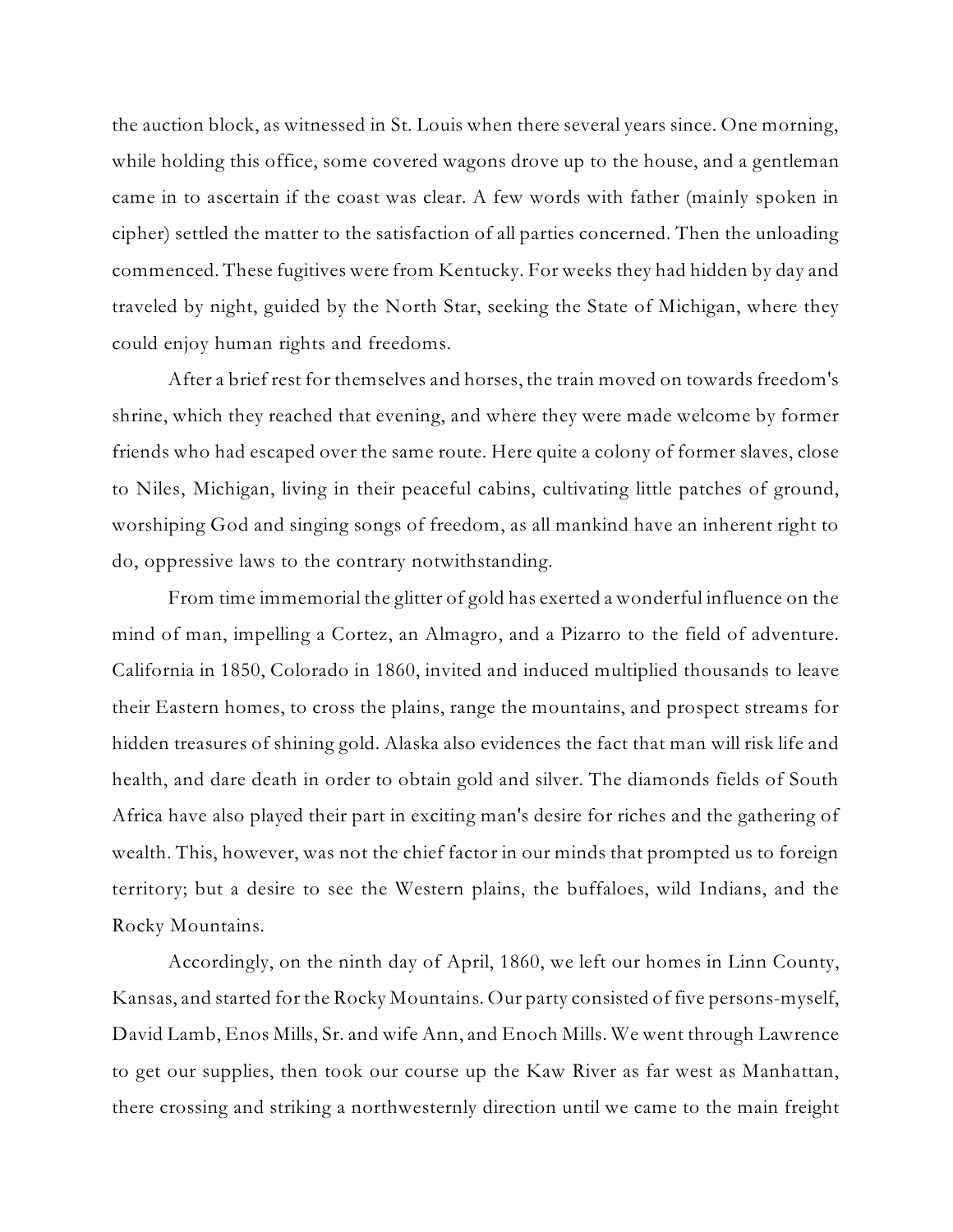the auction block, as witnessed in St. Louis when there several years since. One morning, while holding this office, some covered wagons drove up to the house, and a gentleman came in to ascertain if the coast was clear. A few words with father (mainly spoken in cipher) settled the matter to the satisfaction of all parties concerned. Then the unloading commenced. These fugitives were from Kentucky. For weeks they had hidden by day and traveled by night, guided by the North Star, seeking the State of Michigan, where they could enjoy human rights and freedoms.

After a brief rest for themselves and horses, the train moved on towards freedom's shrine, which they reached that evening, and where they were made welcome by former friends who had escaped over the same route. Here quite a colony of former slaves, close to Niles, Michigan, living in their peaceful cabins, cultivating little patches of ground, worshiping God and singing songs of freedom, as all mankind have an inherent right to do, oppressive laws to the contrary notwithstanding.

From time immemorial the glitter of gold has exerted a wonderful influence on the mind of man, impelling a Cortez, an Almagro, and a Pizarro to the field of adventure. California in 1850, Colorado in 1860, invited and induced multiplied thousands to leave their Eastern homes, to cross the plains, range the mountains, and prospect streams for hidden treasures of shining gold. Alaska also evidences the fact that man will risk life and health, and dare death in order to obtain gold and silver. The diamonds fields of South Africa have also played their part in exciting man's desire for riches and the gathering of wealth. This, however, was not the chief factor in our minds that prompted us to foreign territory; but a desire to see the Western plains, the buffaloes, wild Indians, and the Rocky Mountains.

Accordingly, on the ninth day of April, 1860, we left our homes in Linn County, Kansas, and started for the Rocky Mountains. Our party consisted of five persons-myself, David Lamb, Enos Mills, Sr. and wife Ann, and Enoch Mills. We went through Lawrence to get our supplies, then took our course up the Kaw River as far west as Manhattan, there crossing and striking a northwesternly direction until we came to the main freight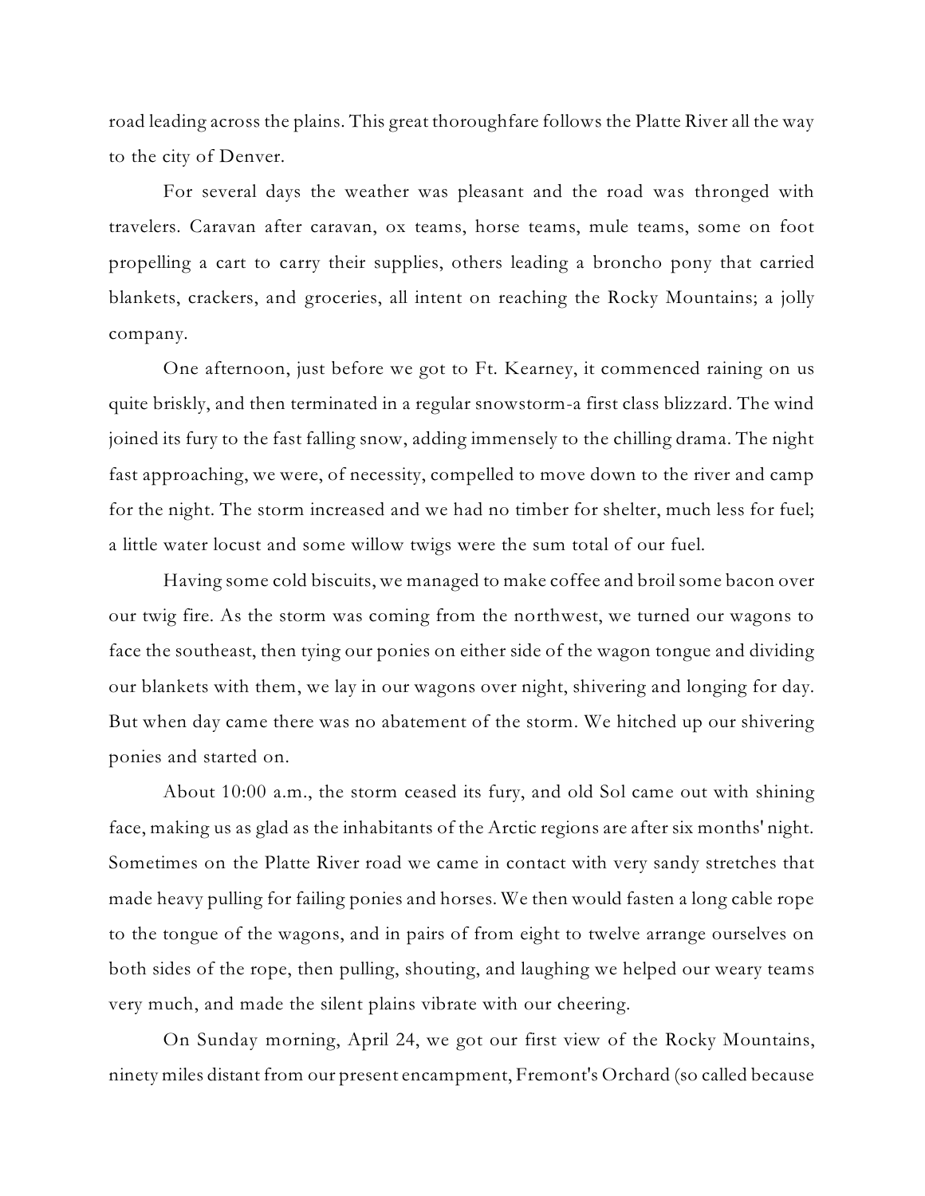road leading across the plains. This great thoroughfare follows the Platte River all the way to the city of Denver.

For several days the weather was pleasant and the road was thronged with travelers. Caravan after caravan, ox teams, horse teams, mule teams, some on foot propelling a cart to carry their supplies, others leading a broncho pony that carried blankets, crackers, and groceries, all intent on reaching the Rocky Mountains; a jolly company.

One afternoon, just before we got to Ft. Kearney, it commenced raining on us quite briskly, and then terminated in a regular snowstorm-a first class blizzard. The wind joined its fury to the fast falling snow, adding immensely to the chilling drama. The night fast approaching, we were, of necessity, compelled to move down to the river and camp for the night. The storm increased and we had no timber for shelter, much less for fuel; a little water locust and some willow twigs were the sum total of our fuel.

Having some cold biscuits, we managed to make coffee and broil some bacon over our twig fire. As the storm was coming from the northwest, we turned our wagons to face the southeast, then tying our ponies on either side of the wagon tongue and dividing our blankets with them, we lay in our wagons over night, shivering and longing for day. But when day came there was no abatement of the storm. We hitched up our shivering ponies and started on.

About 10:00 a.m., the storm ceased its fury, and old Sol came out with shining face, making us as glad as the inhabitants of the Arctic regions are after six months' night. Sometimes on the Platte River road we came in contact with very sandy stretches that made heavy pulling for failing ponies and horses. We then would fasten a long cable rope to the tongue of the wagons, and in pairs of from eight to twelve arrange ourselves on both sides of the rope, then pulling, shouting, and laughing we helped our weary teams very much, and made the silent plains vibrate with our cheering.

On Sunday morning, April 24, we got our first view of the Rocky Mountains, ninety miles distant from our present encampment, Fremont's Orchard (so called because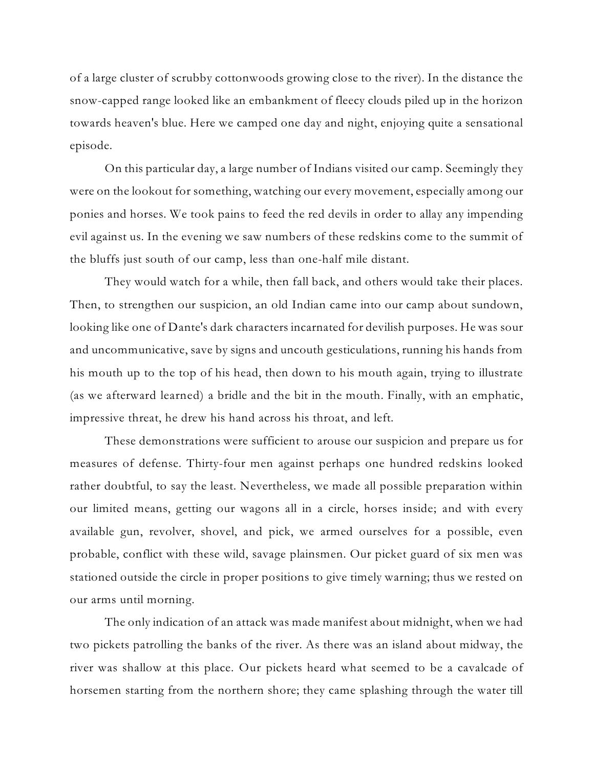of a large cluster of scrubby cottonwoods growing close to the river). In the distance the snow-capped range looked like an embankment of fleecy clouds piled up in the horizon towards heaven's blue. Here we camped one day and night, enjoying quite a sensational episode.

On this particular day, a large number of Indians visited our camp. Seemingly they were on the lookout for something, watching our every movement, especially among our ponies and horses. We took pains to feed the red devils in order to allay any impending evil against us. In the evening we saw numbers of these redskins come to the summit of the bluffs just south of our camp, less than one-half mile distant.

They would watch for a while, then fall back, and others would take their places. Then, to strengthen our suspicion, an old Indian came into our camp about sundown, looking like one of Dante's dark characters incarnated for devilish purposes. He was sour and uncommunicative, save by signs and uncouth gesticulations, running his hands from his mouth up to the top of his head, then down to his mouth again, trying to illustrate (as we afterward learned) a bridle and the bit in the mouth. Finally, with an emphatic, impressive threat, he drew his hand across his throat, and left.

These demonstrations were sufficient to arouse our suspicion and prepare us for measures of defense. Thirty-four men against perhaps one hundred redskins looked rather doubtful, to say the least. Nevertheless, we made all possible preparation within our limited means, getting our wagons all in a circle, horses inside; and with every available gun, revolver, shovel, and pick, we armed ourselves for a possible, even probable, conflict with these wild, savage plainsmen. Our picket guard of six men was stationed outside the circle in proper positions to give timely warning; thus we rested on our arms until morning.

The only indication of an attack was made manifest about midnight, when we had two pickets patrolling the banks of the river. As there was an island about midway, the river was shallow at this place. Our pickets heard what seemed to be a cavalcade of horsemen starting from the northern shore; they came splashing through the water till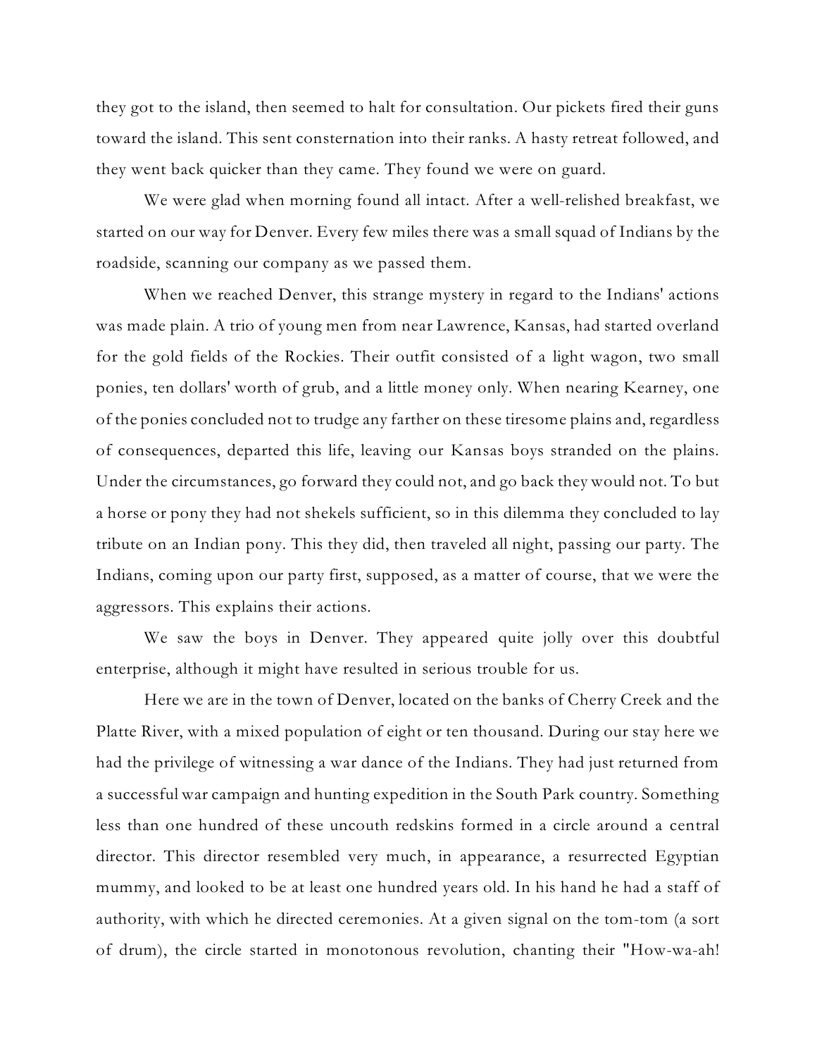they got to the island, then seemed to halt for consultation. Our pickets fired their guns toward the island. This sent consternation into their ranks. A hasty retreat followed, and they went back quicker than they came. They found we were on guard.

We were glad when morning found all intact. After a well-relished breakfast, we started on our way for Denver. Every few miles there was a small squad of Indians by the roadside, scanning our company as we passed them.

When we reached Denver, this strange mystery in regard to the Indians' actions was made plain. A trio of young men from near Lawrence, Kansas, had started overland for the gold fields of the Rockies. Their outfit consisted of a light wagon, two small ponies, ten dollars' worth of grub, and a little money only. When nearing Kearney, one of the ponies concluded not to trudge any farther on these tiresome plains and, regardless of consequences, departed this life, leaving our Kansas boys stranded on the plains. Under the circumstances, go forward they could not, and go back they would not. To but a horse or pony they had not shekels sufficient, so in this dilemma they concluded to lay tribute on an Indian pony. This they did, then traveled all night, passing our party. The Indians, coming upon our party first, supposed, as a matter of course, that we were the aggressors. This explains their actions.

We saw the boys in Denver. They appeared quite jolly over this doubtful enterprise, although it might have resulted in serious trouble for us.

Here we are in the town of Denver, located on the banks of Cherry Creek and the Platte River, with a mixed population of eight or ten thousand. During our stay here we had the privilege of witnessing a war dance of the Indians. They had just returned from a successful war campaign and hunting expedition in the South Park country. Something less than one hundred of these uncouth redskins formed in a circle around a central director. This director resembled very much, in appearance, a resurrected Egyptian mummy, and looked to be at least one hundred years old. In his hand he had a staff of authority, with which he directed ceremonies. At a given signal on the tom-tom (a sort of drum), the circle started in monotonous revolution, chanting their "How-wa-ah!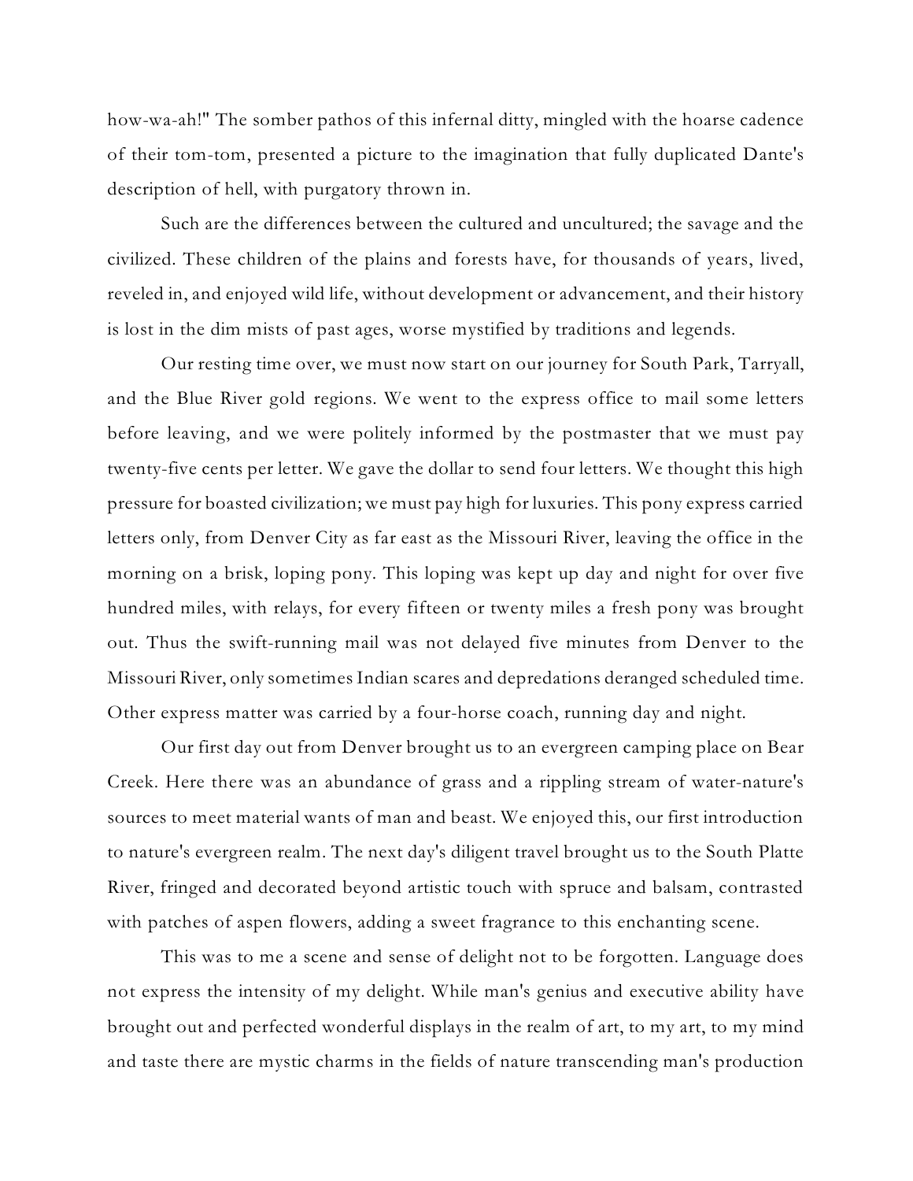how-wa-ah!" The somber pathos of this infernal ditty, mingled with the hoarse cadence of their tom-tom, presented a picture to the imagination that fully duplicated Dante's description of hell, with purgatory thrown in.

Such are the differences between the cultured and uncultured; the savage and the civilized. These children of the plains and forests have, for thousands of years, lived, reveled in, and enjoyed wild life, without development or advancement, and their history is lost in the dim mists of past ages, worse mystified by traditions and legends.

Our resting time over, we must now start on our journey for South Park, Tarryall, and the Blue River gold regions. We went to the express office to mail some letters before leaving, and we were politely informed by the postmaster that we must pay twenty-five cents per letter. We gave the dollar to send four letters. We thought this high pressure for boasted civilization; we must pay high for luxuries. This pony express carried letters only, from Denver City as far east as the Missouri River, leaving the office in the morning on a brisk, loping pony. This loping was kept up day and night for over five hundred miles, with relays, for every fifteen or twenty miles a fresh pony was brought out. Thus the swift-running mail was not delayed five minutes from Denver to the Missouri River, only sometimes Indian scares and depredations deranged scheduled time. Other express matter was carried by a four-horse coach, running day and night.

Our first day out from Denver brought us to an evergreen camping place on Bear Creek. Here there was an abundance of grass and a rippling stream of water-nature's sources to meet material wants of man and beast. We enjoyed this, our first introduction to nature's evergreen realm. The next day's diligent travel brought us to the South Platte River, fringed and decorated beyond artistic touch with spruce and balsam, contrasted with patches of aspen flowers, adding a sweet fragrance to this enchanting scene.

This was to me a scene and sense of delight not to be forgotten. Language does not express the intensity of my delight. While man's genius and executive ability have brought out and perfected wonderful displays in the realm of art, to my art, to my mind and taste there are mystic charms in the fields of nature transcending man's production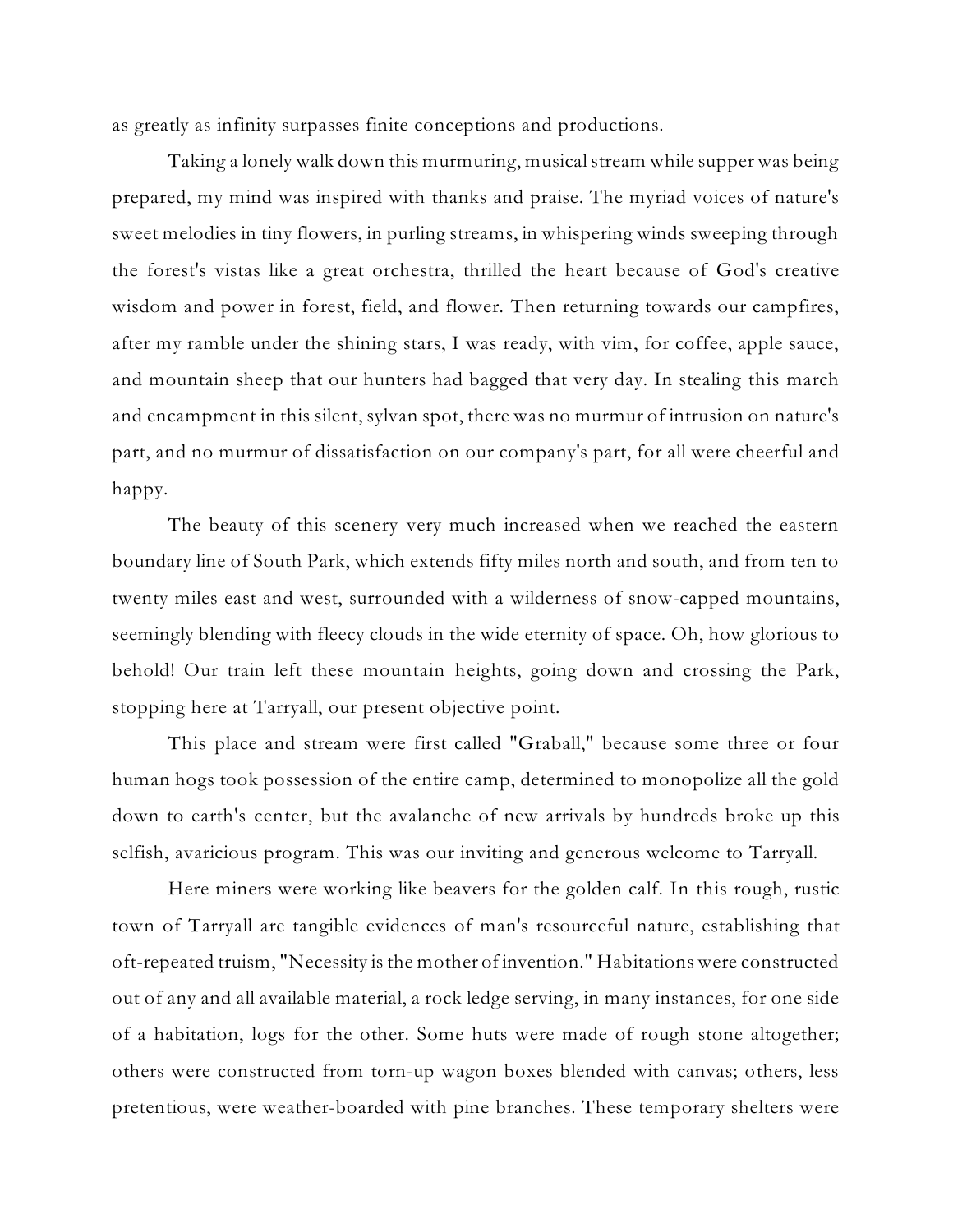as greatly as infinity surpasses finite conceptions and productions.

Taking a lonely walk down this murmuring, musical stream while supper was being prepared, my mind was inspired with thanks and praise. The myriad voices of nature's sweet melodies in tiny flowers, in purling streams, in whispering winds sweeping through the forest's vistas like a great orchestra, thrilled the heart because of God's creative wisdom and power in forest, field, and flower. Then returning towards our campfires, after my ramble under the shining stars, I was ready, with vim, for coffee, apple sauce, and mountain sheep that our hunters had bagged that very day. In stealing this march and encampment in this silent, sylvan spot, there was no murmur of intrusion on nature's part, and no murmur of dissatisfaction on our company's part, for all were cheerful and happy.

The beauty of this scenery very much increased when we reached the eastern boundary line of South Park, which extends fifty miles north and south, and from ten to twenty miles east and west, surrounded with a wilderness of snow-capped mountains, seemingly blending with fleecy clouds in the wide eternity of space. Oh, how glorious to behold! Our train left these mountain heights, going down and crossing the Park, stopping here at Tarryall, our present objective point.

This place and stream were first called "Graball," because some three or four human hogs took possession of the entire camp, determined to monopolize all the gold down to earth's center, but the avalanche of new arrivals by hundreds broke up this selfish, avaricious program. This was our inviting and generous welcome to Tarryall.

Here miners were working like beavers for the golden calf. In this rough, rustic town of Tarryall are tangible evidences of man's resourceful nature, establishing that oft-repeated truism, "Necessity is the mother of invention." Habitations were constructed out of any and all available material, a rock ledge serving, in many instances, for one side of a habitation, logs for the other. Some huts were made of rough stone altogether; others were constructed from torn-up wagon boxes blended with canvas; others, less pretentious, were weather-boarded with pine branches. These temporary shelters were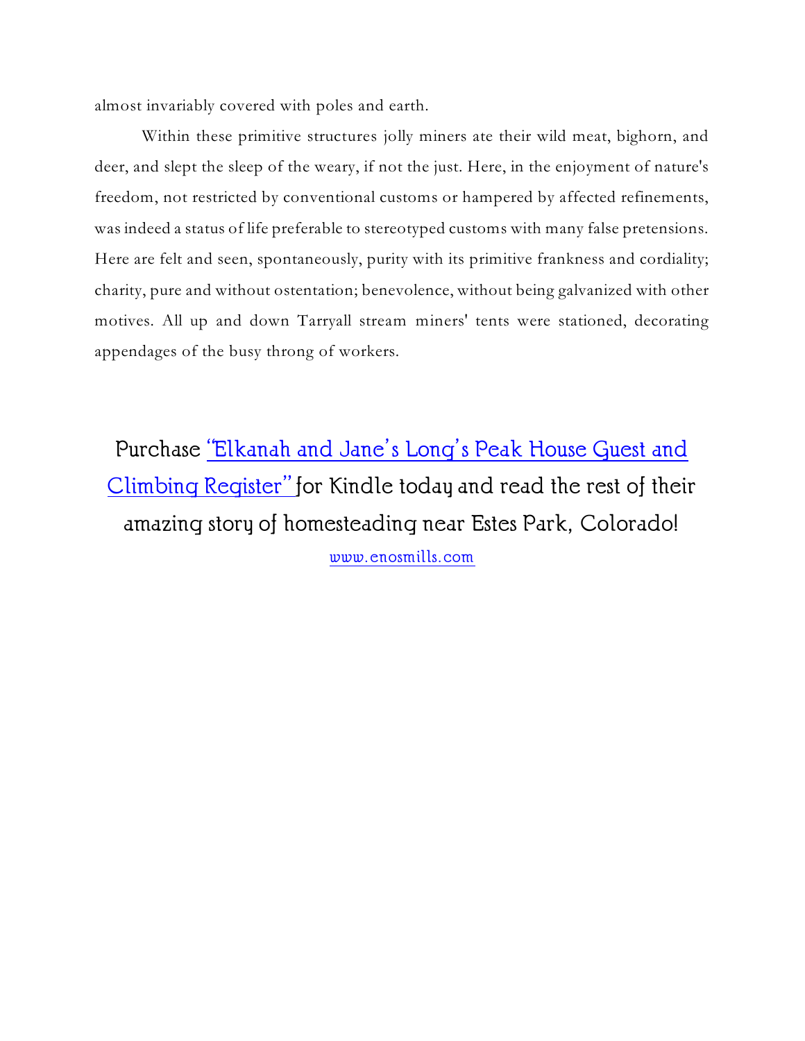almost invariably covered with poles and earth.

Within these primitive structures jolly miners ate their wild meat, bighorn, and deer, and slept the sleep of the weary, if not the just. Here, in the enjoyment of nature's freedom, not restricted by conventional customs or hampered by affected refinements, was indeed a status of life preferable to stereotyped customs with many false pretensions. Here are felt and seen, spontaneously, purity with its primitive frankness and cordiality; charity, pure and without ostentation; benevolence, without being galvanized with other motives. All up and down Tarryall stream miners' tents were stationed, decorating appendages of the busy throng of workers.

Purchase "Elkanah and Jane's Long's Peak House Guest and Climbing Register" for Kindle today and read the rest of their amazing story of homesteading near Estes Park, Colorado!

www.enosmills.com